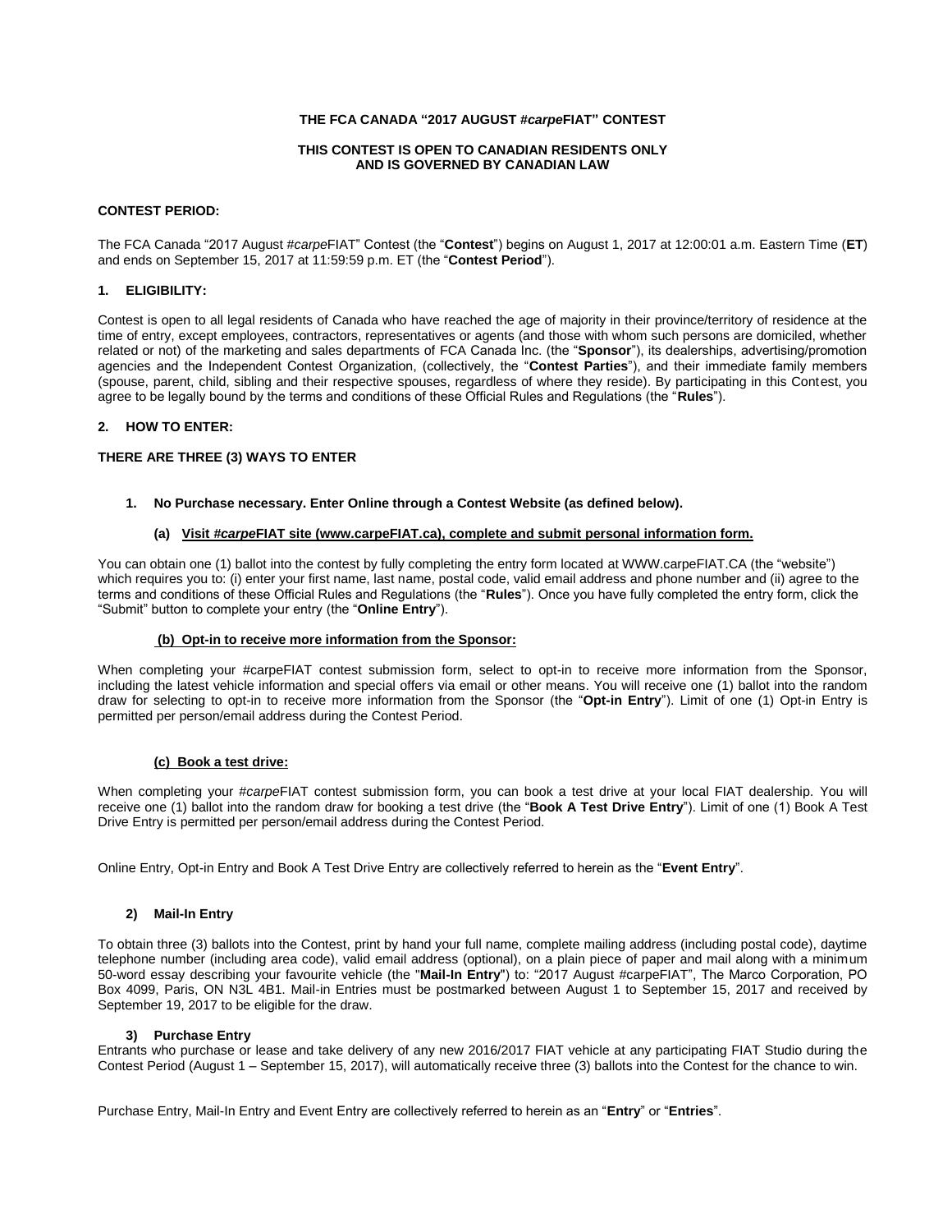**THE FCA CANADA "2017 AUGUST #*carpe*FIAT" CONTEST**

**THIS CONTEST IS OPEN TO CANADIAN RESIDENTS ONLY AND IS GOVERNED BY CANADIAN LAW**

**CONTEST PERIOD:**

The FCA Canada "2017 August #*carpe*FIAT" Contest (the "**Contest**") begins on August 1, 2017 at 12:00:01 a.m. Eastern Time (**ET**) and ends on September 15, 2017 at 11:59:59 p.m. ET (the "**Contest Period**").

## 1. ELIGIBILITY:

Contest is open to all legal residents of Canada who have reached the age of majority in their province/territory of residence at the time of entry, except employees, contractors, representatives or agents (and those with whom such persons are domiciled, whether related or not) of the marketing and sales departments of FCA Canada Inc. (the "**Sponsor**"), its dealerships, advertising/promotion agencies and the Independent Contest Organization, (collectively, the "**Contest Parties**"), and their immediate family members (spouse, parent, child, sibling and their respective spouses, regardless of where they reside). By participating in this Contest, you agree to be legally bound by the terms and conditions of these Official Rules and Regulations (the "**Rules**").

## 2. HOW TO ENTER:

**THERE ARE THREE (3) WAYS TO ENTER**

### 1. No Purchase necessary. Enter Online through a Contest Website (as defined below).

#### (a) Visit #*carpe*FIAT site (www.carpeFIAT.ca), complete and submit personal information form.

You can obtain one (1) ballot into the contest by fully completing the entry form located at WWW.carpeFIAT.CA (the "website") which requires you to: (i) enter your first name, last name, postal code, valid email address and phone number and (ii) agree to the terms and conditions of these Official Rules and Regulations (the "**Rules**"). Once you have fully completed the entry form, click the "Submit" button to complete your entry (the "**Online Entry**").

#### (b) Opt-in to receive more information from the Sponsor:

When completing your #carpeFIAT contest submission form, select to opt-in to receive more information from the Sponsor, including the latest vehicle information and special offers via email or other means. You will receive one (1) ballot into the random draw for selecting to opt-in to receive more information from the Sponsor (the "**Opt-in Entry**"). Limit of one (1) Opt-in Entry is permitted per person/email address during the Contest Period.

#### (c) Book a test drive:

When completing your #*carpe*FIAT contest submission form, you can book a test drive at your local FIAT dealership. You will receive one (1) ballot into the random draw for booking a test drive (the "**Book A Test Drive Entry**"). Limit of one (1) Book A Test Drive Entry is permitted per person/email address during the Contest Period.

Online Entry, Opt-in Entry and Book A Test Drive Entry are collectively referred to herein as the "**Event Entry**".

### 2) Mail-In Entry

To obtain three (3) ballots into the Contest, print by hand your full name, complete mailing address (including postal code), daytime telephone number (including area code), valid email address (optional), on a plain piece of paper and mail along with a minimum 50-word essay describing your favourite vehicle (the "**Mail-In Entry**") to: "2017 August #carpeFIAT", The Marco Corporation, PO Box 4099, Paris, ON N3L 4B1. Mail-in Entries must be postmarked between August 1 to September 15, 2017 and received by September 19, 2017 to be eligible for the draw.

### 3) Purchase Entry

Entrants who purchase or lease and take delivery of any new 2016/2017 FIAT vehicle at any participating FIAT Studio during the Contest Period (August 1 – September 15, 2017), will automatically receive three (3) ballots into the Contest for the chance to win.

Purchase Entry, Mail-In Entry and Event Entry are collectively referred to herein as an "**Entry**" or "**Entries**".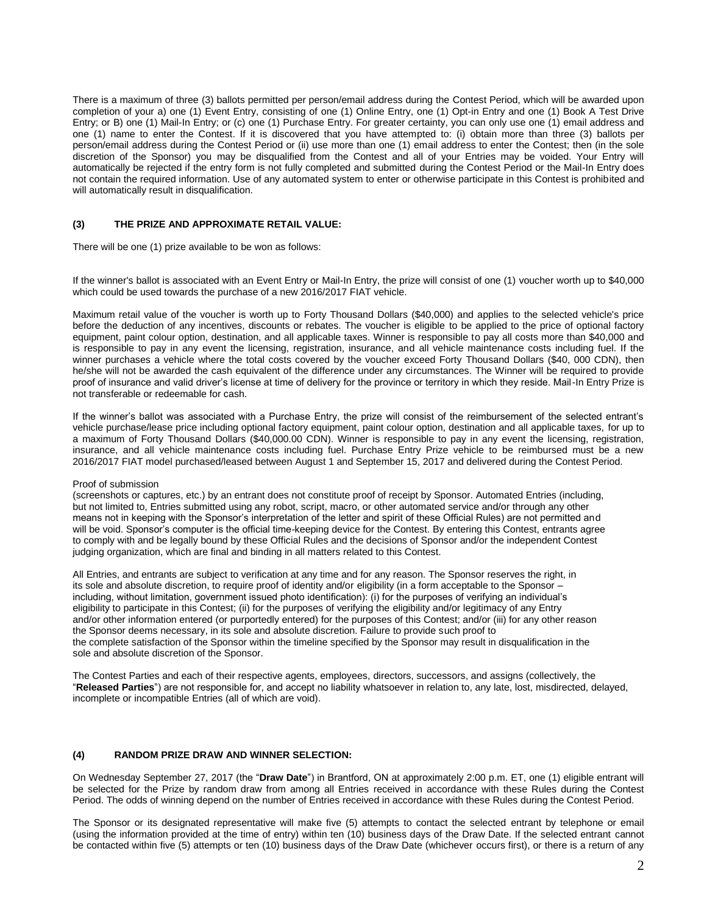There is a maximum of three (3) ballots permitted per person/email address during the Contest Period, which will be awarded upon completion of your a) one (1) Event Entry, consisting of one (1) Online Entry, one (1) Opt-in Entry and one (1) Book A Test Drive Entry; or B) one (1) Mail-In Entry; or (c) one (1) Purchase Entry. For greater certainty, you can only use one (1) email address and one (1) name to enter the Contest. If it is discovered that you have attempted to: (i) obtain more than three (3) ballots per person/email address during the Contest Period or (ii) use more than one (1) email address to enter the Contest; then (in the sole discretion of the Sponsor) you may be disqualified from the Contest and all of your Entries may be voided. Your Entry will automatically be rejected if the entry form is not fully completed and submitted during the Contest Period or the Mail-In Entry does not contain the required information. Use of any automated system to enter or otherwise participate in this Contest is prohibited and will automatically result in disqualification.

### (3) THE PRIZE AND APPROXIMATE RETAIL VALUE:

There will be one (1) prize available to be won as follows:

If the winner's ballot is associated with an Event Entry or Mail-In Entry, the prize will consist of one (1) voucher worth up to $40,000 which could be used towards the purchase of a new 2016/2017 FIAT vehicle.

Maximum retail value of the voucher is worth up to Forty Thousand Dollars ($40,000) and applies to the selected vehicle's price before the deduction of any incentives, discounts or rebates. The voucher is eligible to be applied to the price of optional factory equipment, paint colour option, destination, and all applicable taxes. Winner is responsible to pay all costs more than $40,000 and is responsible to pay in any event the licensing, registration, insurance, and all vehicle maintenance costs including fuel. If the winner purchases a vehicle where the total costs covered by the voucher exceed Forty Thousand Dollars ($40, 000 CDN), then he/she will not be awarded the cash equivalent of the difference under any circumstances. The Winner will be required to provide proof of insurance and valid driver's license at time of delivery for the province or territory in which they reside. Mail-In Entry Prize is not transferable or redeemable for cash.

If the winner's ballot was associated with a Purchase Entry, the prize will consist of the reimbursement of the selected entrant's vehicle purchase/lease price including optional factory equipment, paint colour option, destination and all applicable taxes, for up to a maximum of Forty Thousand Dollars ($40,000.00 CDN). Winner is responsible to pay in any event the licensing, registration, insurance, and all vehicle maintenance costs including fuel. Purchase Entry Prize vehicle to be reimbursed must be a new 2016/2017 FIAT model purchased/leased between August 1 and September 15, 2017 and delivered during the Contest Period.

Proof of submission
(screenshots or captures, etc.) by an entrant does not constitute proof of receipt by Sponsor. Automated Entries (including, but not limited to, Entries submitted using any robot, script, macro, or other automated service and/or through any other means not in keeping with the Sponsor's interpretation of the letter and spirit of these Official Rules) are not permitted and will be void. Sponsor's computer is the official time-keeping device for the Contest. By entering this Contest, entrants agree to comply with and be legally bound by these Official Rules and the decisions of Sponsor and/or the independent Contest judging organization, which are final and binding in all matters related to this Contest.

All Entries, and entrants are subject to verification at any time and for any reason. The Sponsor reserves the right, in its sole and absolute discretion, to require proof of identity and/or eligibility (in a form acceptable to the Sponsor – including, without limitation, government issued photo identification): (i) for the purposes of verifying an individual's eligibility to participate in this Contest; (ii) for the purposes of verifying the eligibility and/or legitimacy of any Entry and/or other information entered (or purportedly entered) for the purposes of this Contest; and/or (iii) for any other reason the Sponsor deems necessary, in its sole and absolute discretion. Failure to provide such proof to the complete satisfaction of the Sponsor within the timeline specified by the Sponsor may result in disqualification in the sole and absolute discretion of the Sponsor.

The Contest Parties and each of their respective agents, employees, directors, successors, and assigns (collectively, the "**Released Parties**") are not responsible for, and accept no liability whatsoever in relation to, any late, lost, misdirected, delayed, incomplete or incompatible Entries (all of which are void).

### (4) RANDOM PRIZE DRAW AND WINNER SELECTION:

On Wednesday September 27, 2017 (the "**Draw Date**") in Brantford, ON at approximately 2:00 p.m. ET, one (1) eligible entrant will be selected for the Prize by random draw from among all Entries received in accordance with these Rules during the Contest Period. The odds of winning depend on the number of Entries received in accordance with these Rules during the Contest Period.

The Sponsor or its designated representative will make five (5) attempts to contact the selected entrant by telephone or email (using the information provided at the time of entry) within ten (10) business days of the Draw Date. If the selected entrant cannot be contacted within five (5) attempts or ten (10) business days of the Draw Date (whichever occurs first), or there is a return of any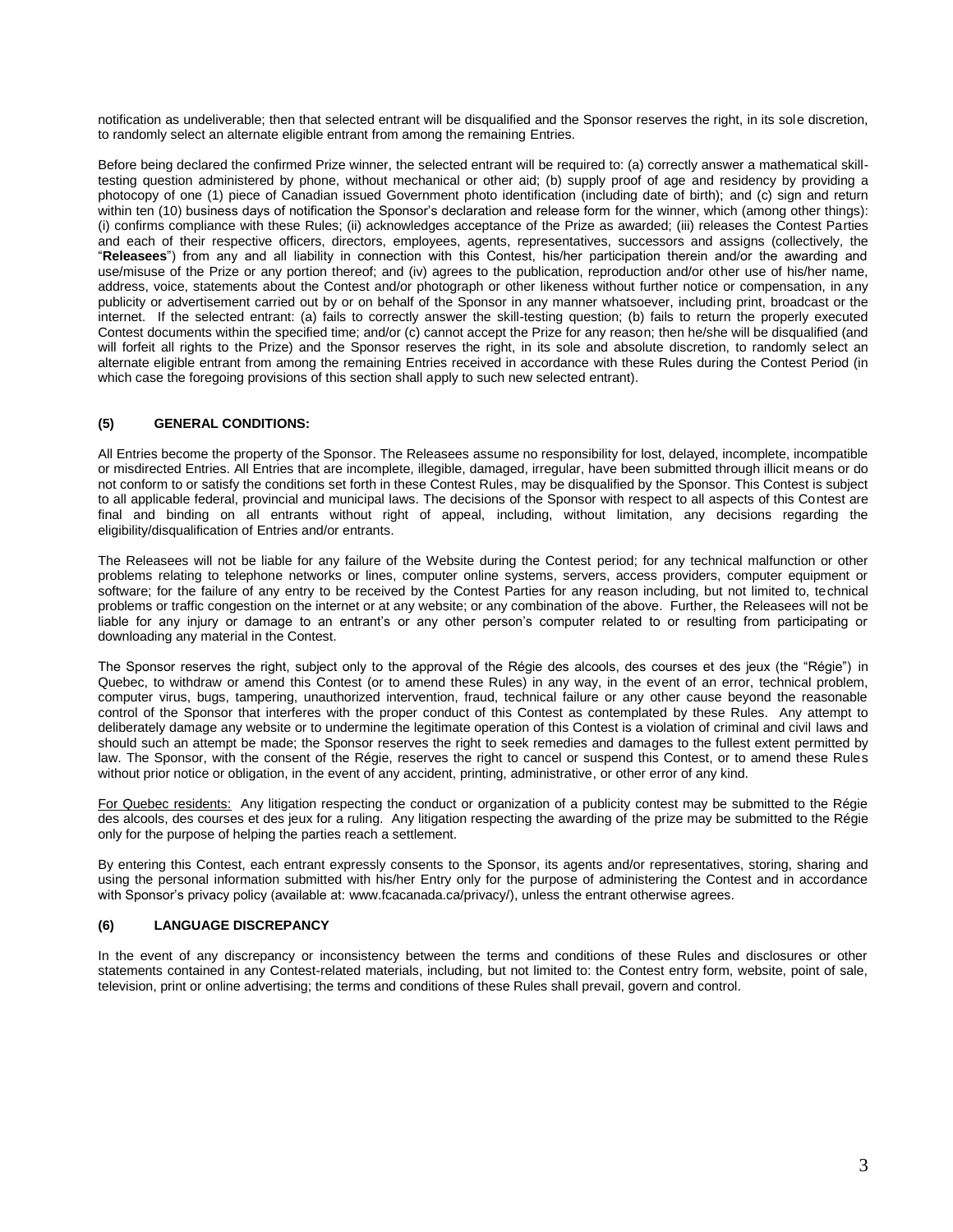notification as undeliverable; then that selected entrant will be disqualified and the Sponsor reserves the right, in its sole discretion, to randomly select an alternate eligible entrant from among the remaining Entries.

Before being declared the confirmed Prize winner, the selected entrant will be required to: (a) correctly answer a mathematical skill-testing question administered by phone, without mechanical or other aid; (b) supply proof of age and residency by providing a photocopy of one (1) piece of Canadian issued Government photo identification (including date of birth); and (c) sign and return within ten (10) business days of notification the Sponsor's declaration and release form for the winner, which (among other things): (i) confirms compliance with these Rules; (ii) acknowledges acceptance of the Prize as awarded; (iii) releases the Contest Parties and each of their respective officers, directors, employees, agents, representatives, successors and assigns (collectively, the "**Releasees**") from any and all liability in connection with this Contest, his/her participation therein and/or the awarding and use/misuse of the Prize or any portion thereof; and (iv) agrees to the publication, reproduction and/or other use of his/her name, address, voice, statements about the Contest and/or photograph or other likeness without further notice or compensation, in any publicity or advertisement carried out by or on behalf of the Sponsor in any manner whatsoever, including print, broadcast or the internet. If the selected entrant: (a) fails to correctly answer the skill-testing question; (b) fails to return the properly executed Contest documents within the specified time; and/or (c) cannot accept the Prize for any reason; then he/she will be disqualified (and will forfeit all rights to the Prize) and the Sponsor reserves the right, in its sole and absolute discretion, to randomly select an alternate eligible entrant from among the remaining Entries received in accordance with these Rules during the Contest Period (in which case the foregoing provisions of this section shall apply to such new selected entrant).

### (5) GENERAL CONDITIONS:

All Entries become the property of the Sponsor. The Releasees assume no responsibility for lost, delayed, incomplete, incompatible or misdirected Entries. All Entries that are incomplete, illegible, damaged, irregular, have been submitted through illicit means or do not conform to or satisfy the conditions set forth in these Contest Rules, may be disqualified by the Sponsor. This Contest is subject to all applicable federal, provincial and municipal laws. The decisions of the Sponsor with respect to all aspects of this Contest are final and binding on all entrants without right of appeal, including, without limitation, any decisions regarding the eligibility/disqualification of Entries and/or entrants.

The Releasees will not be liable for any failure of the Website during the Contest period; for any technical malfunction or other problems relating to telephone networks or lines, computer online systems, servers, access providers, computer equipment or software; for the failure of any entry to be received by the Contest Parties for any reason including, but not limited to, technical problems or traffic congestion on the internet or at any website; or any combination of the above. Further, the Releasees will not be liable for any injury or damage to an entrant's or any other person's computer related to or resulting from participating or downloading any material in the Contest.

The Sponsor reserves the right, subject only to the approval of the Régie des alcools, des courses et des jeux (the "Régie") in Quebec, to withdraw or amend this Contest (or to amend these Rules) in any way, in the event of an error, technical problem, computer virus, bugs, tampering, unauthorized intervention, fraud, technical failure or any other cause beyond the reasonable control of the Sponsor that interferes with the proper conduct of this Contest as contemplated by these Rules. Any attempt to deliberately damage any website or to undermine the legitimate operation of this Contest is a violation of criminal and civil laws and should such an attempt be made; the Sponsor reserves the right to seek remedies and damages to the fullest extent permitted by law. The Sponsor, with the consent of the Régie, reserves the right to cancel or suspend this Contest, or to amend these Rules without prior notice or obligation, in the event of any accident, printing, administrative, or other error of any kind.

For Quebec residents: Any litigation respecting the conduct or organization of a publicity contest may be submitted to the Régie des alcools, des courses et des jeux for a ruling. Any litigation respecting the awarding of the prize may be submitted to the Régie only for the purpose of helping the parties reach a settlement.

By entering this Contest, each entrant expressly consents to the Sponsor, its agents and/or representatives, storing, sharing and using the personal information submitted with his/her Entry only for the purpose of administering the Contest and in accordance with Sponsor's privacy policy (available at: www.fcacanada.ca/privacy/), unless the entrant otherwise agrees.

### (6) LANGUAGE DISCREPANCY

In the event of any discrepancy or inconsistency between the terms and conditions of these Rules and disclosures or other statements contained in any Contest-related materials, including, but not limited to: the Contest entry form, website, point of sale, television, print or online advertising; the terms and conditions of these Rules shall prevail, govern and control.